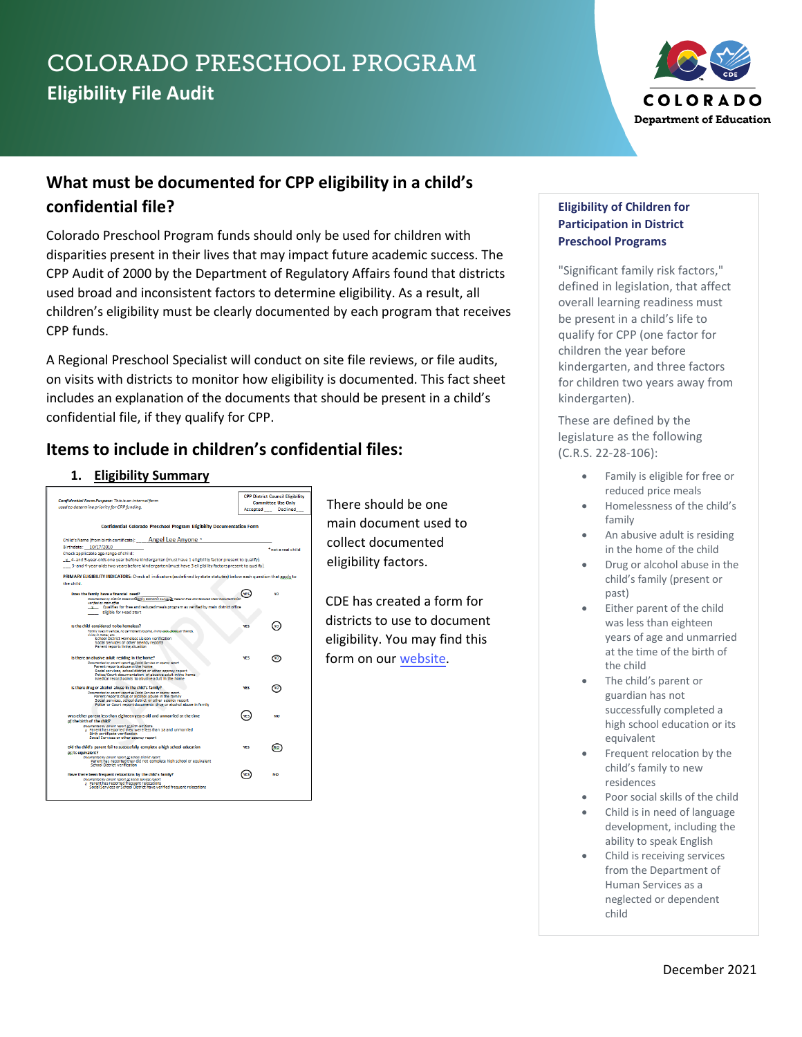# COLORADO PRESCHOOL PROGRAM

## Eligibility File Audit

## What must be documented for CPP eligibility in a child's confidential file?

Colorado Preschool Program funds should only be used for children with disparities present in their lives that may impact future academic success. The CPP Audit of 2000 by the Department of Regulatory Affairs found that districts used broad and inconsistent factors to determine eligibility. As a result, all children's eligibility must be clearly documented by each program that receives CPP funds.

A Regional Preschool Specialist will conduct on site file reviews, or file audits, on visits with districts to monitor how eligibility is documented. This fact sheet includes an explanation of the documents that should be present in a child's confidential file, if they qualify for CPP.

## Items to include in children's confidential files:

1. **Eligibility Summary**

There should be one main document used to collect documented eligibility factors.

CDE has created a form for districts to use to document eligibility. You may find this form on our website.

### Eligibility of Children for Participation in District Preschool Programs

"Significant family risk factors," defined in legislation, that affect overall learning readiness must be present in a child's life to qualify for CPP (one factor for children the year before kindergarten, and three factors for children two years away from kindergarten).

These are defined by the legislature as the following (C.R.S. 22-28-106):

- Family is eligible for free or reduced price meals
- Homelessness of the child's family
- An abusive adult is residing in the home of the child
- Drug or alcohol abuse in the child's family (present or past)
- Either parent of the child was less than eighteen years of age and unmarried at the time of the birth of the child
- The child's parent or guardian has not successfully completed a high school education or its equivalent
- Frequent relocation by the child's family to new residences
- Poor social skills of the child
- Child is in need of language development, including the ability to speak English
- Child is receiving services from the Department of Human Services as a neglected or dependent child

December 2021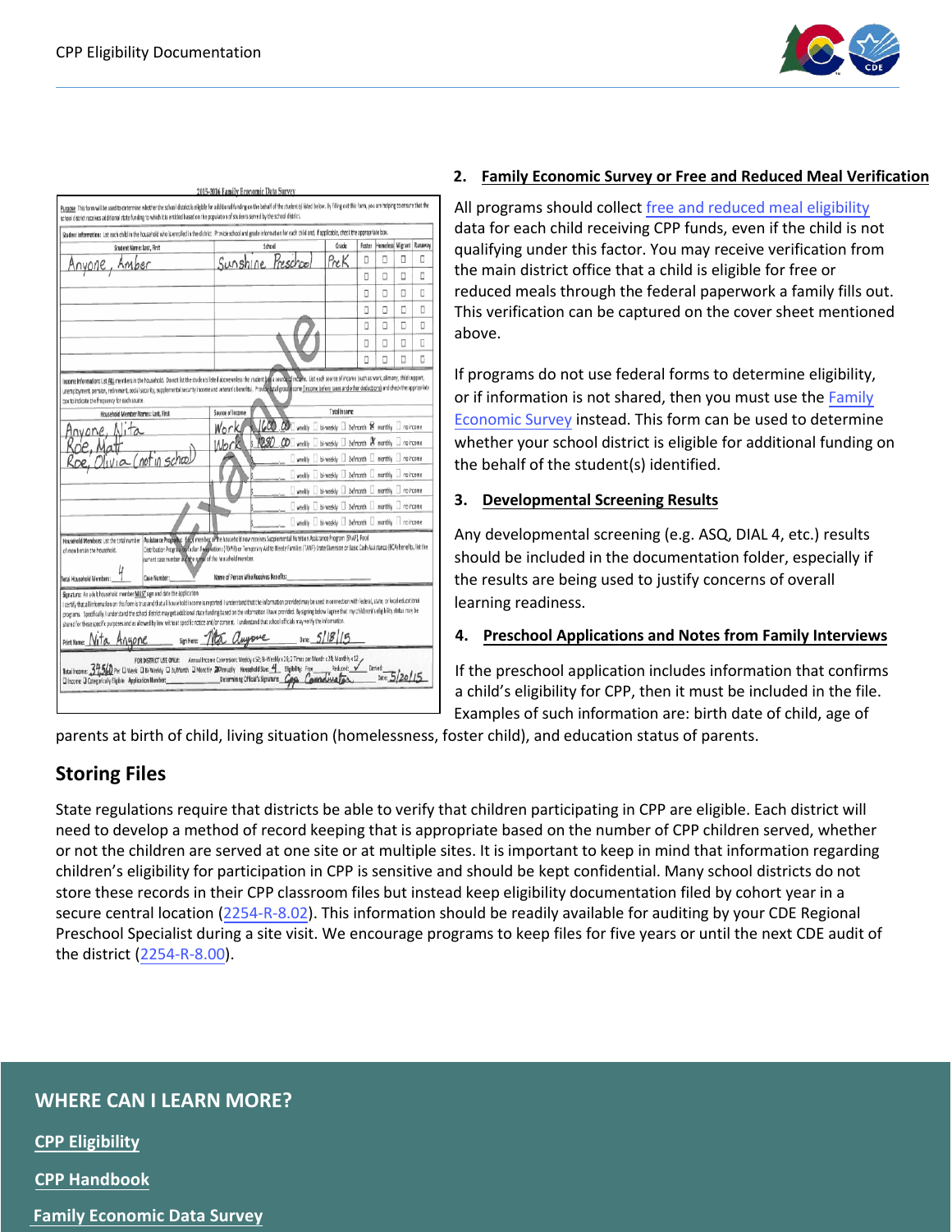## 2. Family Economic Survey or Free and Reduced Meal Verification

All programs should collect free and reduced meal eligibility data for each child receiving CPP funds, even if the child is not qualifying under this factor. You may receive verification from the main district office that a child is eligible for free or reduced meals through the federal paperwork a family fills out. This verification can be captured on the cover sheet mentioned above.

If programs do not use federal forms to determine eligibility, or if information is not shared, then you must use the Family Economic Survey instead. This form can be used to determine whether your school district is eligible for additional funding on the behalf of the student(s) identified.

## 3. Developmental Screening Results

Any developmental screening (e.g. ASQ, DIAL 4, etc.) results should be included in the documentation folder, especially if the results are being used to justify concerns of overall learning readiness.

## 4. Preschool Applications and Notes from Family Interviews

If the preschool application includes information that confirms a child's eligibility for CPP, then it must be included in the file. Examples of such information are: birth date of child, age of parents at birth of child, living situation (homelessness, foster child), and education status of parents.

# Storing Files

State regulations require that districts be able to verify that children participating in CPP are eligible. Each district will need to develop a method of record keeping that is appropriate based on the number of CPP children served, whether or not the children are served at one site or at multiple sites. It is important to keep in mind that information regarding children's eligibility for participation in CPP is sensitive and should be kept confidential. Many school districts do not store these records in their CPP classroom files but instead keep eligibility documentation filed by cohort year in a secure central location (2254-R-8.02). This information should be readily available for auditing by your CDE Regional Preschool Specialist during a site visit. We encourage programs to keep files for five years or until the next CDE audit of the district (2254-R-8.00).

## WHERE CAN I LEARN MORE?

**CPP Eligibility**

**CPP Handbook**

**Family Economic Data Survey**